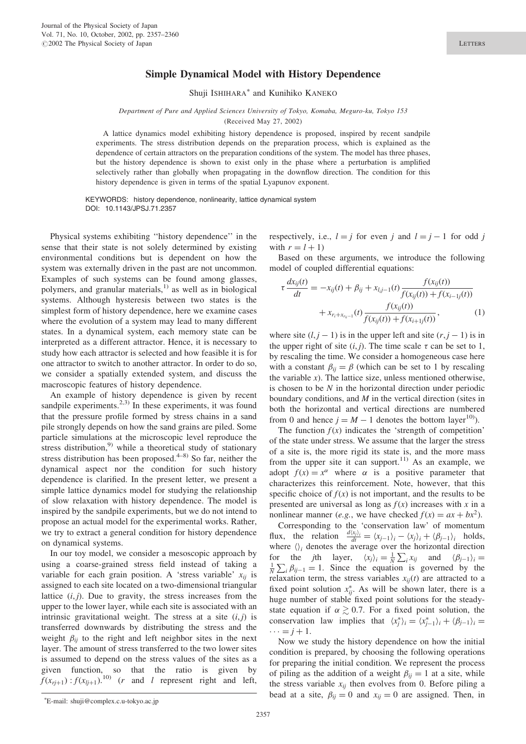# Simple Dynamical Model with History Dependence

Shuji Ishihara* and Kunihiko Kaneko

*Department of Pure and Applied Sciences University of Tokyo, Komaba, Meguro-ku, Tokyo 153*

(Received May 27, 2002)

A lattice dynamics model exhibiting history dependence is proposed, inspired by recent sandpile experiments. The stress distribution depends on the preparation process, which is explained as the dependence of certain attractors on the preparation conditions of the system. The model has three phases, but the history dependence is shown to exist only in the phase where a perturbation is amplified selectively rather than globally when propagating in the downflow direction. The condition for this history dependence is given in terms of the spatial Lyapunov exponent.

KEYWORDS: history dependence, nonlinearity, lattice dynamical system

DOI: 10.1143/JPSJ.71.2357

Physical systems exhibiting "history dependence" in the sense that their state is not solely determined by existing environmental conditions but is dependent on how the system was externally driven in the past are not uncommon. Examples of such systems can be found among glasses, polymers, and granular materials,[1] as well as in biological systems. Although hysteresis between two states is the simplest form of history dependence, here we examine cases where the evolution of a system may lead to many different states. In a dynamical system, each memory state can be interpreted as a different attractor. Hence, it is necessary to study how each attractor is selected and how feasible it is for one attractor to switch to another attractor. In order to do so, we consider a spatially extended system, and discuss the macroscopic features of history dependence.

An example of history dependence is given by recent sandpile experiments.[2,3] In these experiments, it was found that the pressure profile formed by stress chains in a sand pile strongly depends on how the sand grains are piled. Some particle simulations at the microscopic level reproduce the stress distribution,[9] while a theoretical study of stationary stress distribution has been proposed.[4–8] So far, neither the dynamical aspect nor the condition for such history dependence is clarified. In the present letter, we present a simple lattice dynamics model for studying the relationship of slow relaxation with history dependence. The model is inspired by the sandpile experiments, but we do not intend to propose an actual model for the experimental works. Rather, we try to extract a general condition for history dependence on dynamical systems.

In our toy model, we consider a mesoscopic approach by using a coarse-grained stress field instead of taking a variable for each grain position. A 'stress variable' $x_{ij}$ is assigned to each site located on a two-dimensional triangular lattice $(i, j)$. Due to gravity, the stress increases from the upper to the lower layer, while each site is associated with an intrinsic gravitational weight. The stress at a site $(i, j)$ is transferred downwards by distributing the stress and the weight $\beta_{ij}$ to the right and left neighbor sites in the next layer. The amount of stress transferred to the two lower sites is assumed to depend on the stress values of the sites as a given function, so that the ratio is given by $f(x_{rj+1}) : f(x_{lj+1})$.[10] ($r$ and $l$ represent right and left, respectively, i.e., $l = j$ for even $j$ and $l = j - 1$ for odd $j$ with $r = l + 1$)

Based on these arguments, we introduce the following model of coupled differential equations:

$$\tau \frac{dx_{ij}(t)}{dt} = -x_{ij}(t) + \beta_{ij} + x_{l,j-1}(t) \frac{f(x_{ij}(t))}{f(x_{ij}(t)) + f(x_{i-1j}(t))} + x_{r_i + x_{r_{ij}-1}}(t) \frac{f(x_{ij}(t))}{f(x_{ij}(t)) + f(x_{i+1j}(t))}, \tag{1}$$

where site $(l, j-1)$ is in the upper left and site $(r, j-1)$ is in the upper right of site $(i, j)$. The time scale $\tau$ can be set to 1, by rescaling the time. We consider a homogeneous case here with a constant $\beta_{ij} = \beta$ (which can be set to 1 by rescaling the variable $x$). The lattice size, unless mentioned otherwise, is chosen to be $N$ in the horizontal direction under periodic boundary conditions, and $M$ in the vertical direction (sites in both the horizontal and vertical directions are numbered from 0 and hence $j = M - 1$ denotes the bottom layer[10]).

The function $f(x)$ indicates the 'strength of competition' of the state under stress. We assume that the larger the stress of a site is, the more rigid its state is, and the more mass from the upper site it can support.[11] As an example, we adopt $f(x) = x^{\alpha}$ where $\alpha$ is a positive parameter that characterizes this reinforcement. Note, however, that this specific choice of $f(x)$ is not important, and the results to be presented are universal as long as $f(x)$ increases with $x$ in a nonlinear manner (*e.g.*, we have checked $f(x) = ax + bx^2$).

Corresponding to the 'conservation law' of momentum flux, the relation $\frac{d\langle x_j \rangle_i}{dt} = \langle x_{j-1} \rangle_i - \langle x_j \rangle_i + \langle \beta_{j-1} \rangle_i$ holds, where $\langle \rangle_i$ denotes the average over the horizontal direction for the $j$th layer, $\langle x_j \rangle_i = \frac{1}{N} \sum_i x_{ij}$ and $\langle \beta_{j-1} \rangle_i = \frac{1}{N} \sum_i \beta_{ij-1} = 1$. Since the equation is governed by the relaxation term, the stress variables $x_{ij}(t)$ are attracted to a fixed point solution $x^*_{ij}$. As will be shown later, there is a huge number of stable fixed point solutions for the steady-state equation if $\alpha \gtrsim 0.7$. For a fixed point solution, the conservation law implies that $\langle x^*_j \rangle_i = \langle x^*_{j-1} \rangle_i + \langle \beta_{j-1} \rangle_i = \cdots = j + 1$.

Now we study the history dependence on how the initial condition is prepared, by choosing the following operations for preparing the initial condition. We represent the process of piling as the addition of a weight $\beta_{ij} = 1$ at a site, while the stress variable $x_{ij}$ then evolves from 0. Before piling a bead at a site, $\beta_{ij} = 0$ and $x_{ij} = 0$ are assigned. Then, in

*E-mail: shuji@complex.c.u-tokyo.ac.jp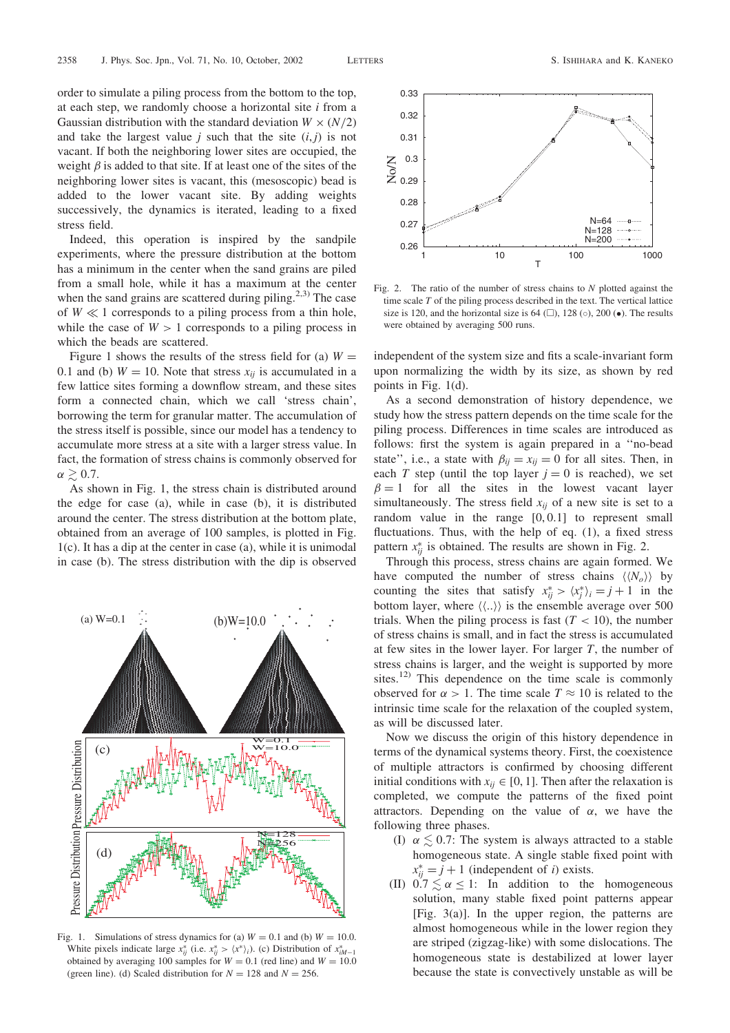order to simulate a piling process from the bottom to the top, at each step, we randomly choose a horizontal site $i$ from a Gaussian distribution with the standard deviation $W \times (N/2)$ and take the largest value $j$ such that the site $(i, j)$ is not vacant. If both the neighboring lower sites are occupied, the weight $\beta$ is added to that site. If at least one of the sites of the neighboring lower sites is vacant, this (mesoscopic) bead is added to the lower vacant site. By adding weights successively, the dynamics is iterated, leading to a fixed stress field.

Indeed, this operation is inspired by the sandpile experiments, where the pressure distribution at the bottom has a minimum in the center when the sand grains are piled from a small hole, while it has a maximum at the center when the sand grains are scattered during piling.[2,3] The case of $W \ll 1$ corresponds to a piling process from a thin hole, while the case of $W > 1$ corresponds to a piling process in which the beads are scattered.

Figure 1 shows the results of the stress field for (a) $W = 0.1$ and (b) $W = 10$. Note that stress $x_{ij}$ is accumulated in a few lattice sites forming a downflow stream, and these sites form a connected chain, which we call 'stress chain', borrowing the term for granular matter. The accumulation of the stress itself is possible, since our model has a tendency to accumulate more stress at a site with a larger stress value. In fact, the formation of stress chains is commonly observed for $\alpha \gtrsim 0.7$.

As shown in Fig. 1, the stress chain is distributed around the edge for case (a), while in case (b), it is distributed around the center. The stress distribution at the bottom plate, obtained from an average of 100 samples, is plotted in Fig. 1(c). It has a dip at the center in case (a), while it is unimodal in case (b). The stress distribution with the dip is observed independent of the system size and fits a scale-invariant form upon normalizing the width by its size, as shown by red points in Fig. 1(d).

Fig. 1. Simulations of stress dynamics for (a) $W = 0.1$ and (b) $W = 10.0$. White pixels indicate large $x^*_{ij}$ (i.e. $x^*_{ij} > \langle x^* \rangle_i$). (c) Distribution of $x^*_{iM-1}$ obtained by averaging 100 samples for $W = 0.1$ (red line) and $W = 10.0$ (green line). (d) Scaled distribution for $N = 128$ and $N = 256$.

Fig. 2. The ratio of the number of stress chains to $N$ plotted against the time scale $T$ of the piling process described in the text. The vertical lattice size is 100, and the horizontal size is 64 (□), 128 (○), 200 (●). The results were obtained by averaging 500 runs.

As a second demonstration of history dependence, we study how the stress pattern depends on the time scale for the piling process. Differences in time scales are introduced as follows: first the system is again prepared in a "no-bead state", i.e., a state with $\beta_{ij} = x_{ij} = 0$ for all sites. Then, in each $T$ step (until the top layer $j = 0$ is reached), we set $\beta = 1$ for all the sites in the lowest vacant layer simultaneously. The stress field $x_{ij}$ of a new site is set to a random value in the range $[0, 0.1]$ to represent small fluctuations. Thus, with the help of eq. (1), a fixed stress pattern $x^*_{ij}$ is obtained. The results are shown in Fig. 2.

Through this process, stress chains are again formed. We have computed the number of stress chains $\langle\langle N_o \rangle\rangle$ by counting the sites that satisfy $x^*_{ij} > \langle x^*_j \rangle_i = j + 1$ in the bottom layer, where $\langle\langle .. \rangle\rangle$ is the ensemble average over 500 trials. When the piling process is fast ($T < 10$), the number of stress chains is small, and in fact the stress is accumulated at few sites in the lower layer. For larger $T$, the number of stress chains is larger, and the weight is supported by more sites.[12] This dependence on the time scale is commonly observed for $\alpha > 1$. The time scale $T \approx 10$ is related to the intrinsic time scale for the relaxation of the coupled system, as will be discussed later.

Now we discuss the origin of this history dependence in terms of the dynamical systems theory. First, the coexistence of multiple attractors is confirmed by choosing different initial conditions with $x_{ij} \in [0, 1]$. Then after the relaxation is completed, we compute the patterns of the fixed point attractors. Depending on the value of $\alpha$, we have the following three phases.

(I) $\alpha \lesssim 0.7$: The system is always attracted to a stable homogeneous state. A single stable fixed point with $x^*_{ij} = j + 1$ (independent of $i$) exists.

(II) $0.7 \lesssim \alpha \leq 1$: In addition to the homogeneous solution, many stable fixed point patterns appear [Fig. 3(a)]. In the upper region, the patterns are almost homogeneous while in the lower region they are striped (zigzag-like) with some dislocations. The homogeneous state is destabilized at lower layer because the state is convectively unstable as will be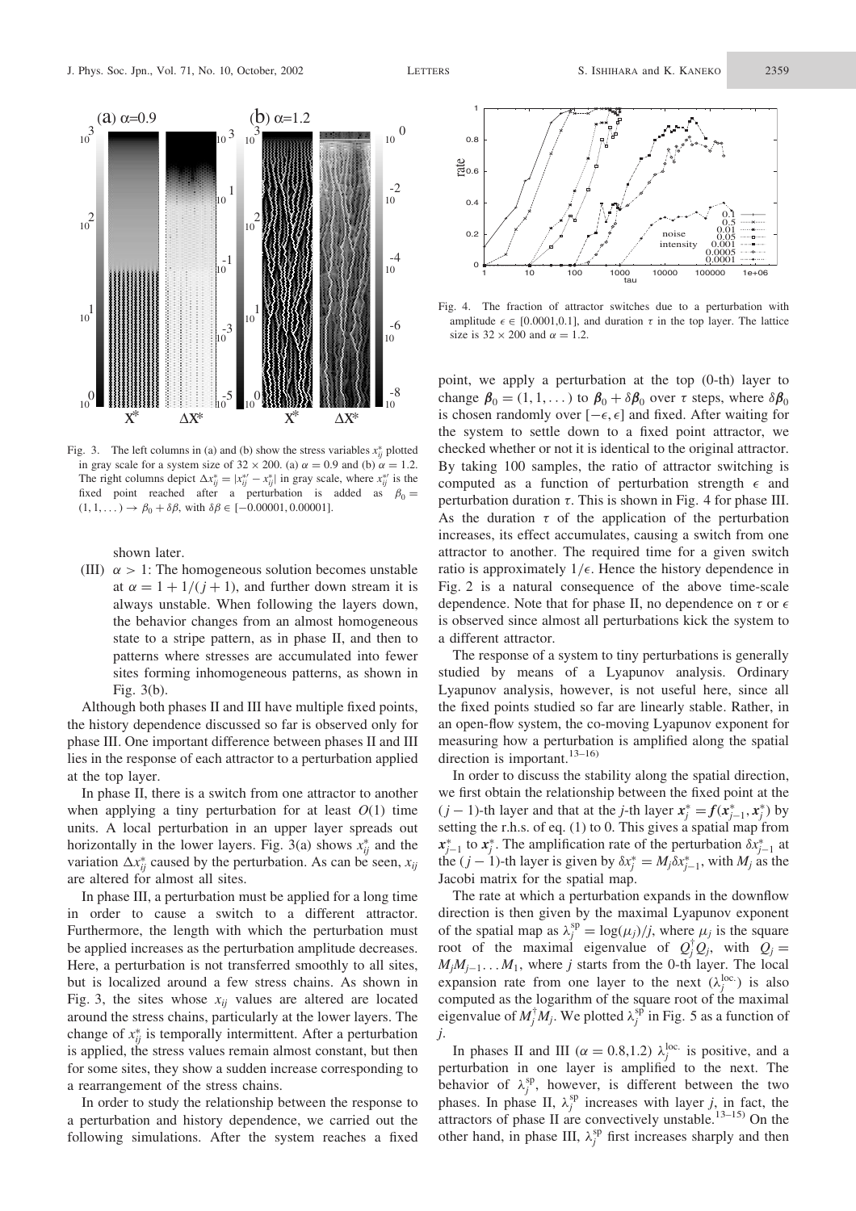Fig. 3. The left columns in (a) and (b) show the stress variables $x^*_{ij}$ plotted in gray scale for a system size of $32 \times 200$. (a) $\alpha = 0.9$ and (b) $\alpha = 1.2$. The right columns depict $\Delta x^*_{ij} = |x^{*\prime}_{ij} - x^*_{ij}|$ in gray scale, where $x^{*\prime}_{ij}$ is the fixed point reached after a perturbation is added as $\beta_0 = (1, 1, \dots) \to \beta_0 + \delta\beta$, with $\delta\beta \in [-0.00001, 0.00001]$.

shown later.

(III) $\alpha > 1$: The homogeneous solution becomes unstable at $\alpha = 1 + 1/(j+1)$, and further down stream it is always unstable. When following the layers down, the behavior changes from an almost homogeneous state to a stripe pattern, as in phase II, and then to patterns where stresses are accumulated into fewer sites forming inhomogeneous patterns, as shown in Fig. 3(b).

Although both phases II and III have multiple fixed points, the history dependence discussed so far is observed only for phase III. One important difference between phases II and III lies in the response of each attractor to a perturbation applied at the top layer.

In phase II, there is a switch from one attractor to another when applying a tiny perturbation for at least $O(1)$ time units. A local perturbation in an upper layer spreads out horizontally in the lower layers. Fig. 3(a) shows $x^*_{ij}$ and the variation $\Delta x^*_{ij}$ caused by the perturbation. As can be seen, $x_{ij}$ are altered for almost all sites.

In phase III, a perturbation must be applied for a long time in order to cause a switch to a different attractor. Furthermore, the length with which the perturbation must be applied increases as the perturbation amplitude decreases. Here, a perturbation is not transferred smoothly to all sites, but is localized around a few stress chains. As shown in Fig. 3, the sites whose $x_{ij}$ values are altered are located around the stress chains, particularly at the lower layers. The change of $x^*_{ij}$ is temporally intermittent. After a perturbation is applied, the stress values remain almost constant, but then for some sites, they show a sudden increase corresponding to a rearrangement of the stress chains.

In order to study the relationship between the response to a perturbation and history dependence, we carried out the following simulations. After the system reaches a fixed point, we apply a perturbation at the top (0-th) layer to change $\boldsymbol{\beta}_0 = (1, 1, \dots)$ to $\boldsymbol{\beta}_0 + \delta\boldsymbol{\beta}_0$ over $\tau$ steps, where $\delta\boldsymbol{\beta}_0$ is chosen randomly over $[-\epsilon, \epsilon]$ and fixed. After waiting for the system to settle down to a fixed point attractor, we checked whether or not it is identical to the original attractor. By taking 100 samples, the ratio of attractor switching is computed as a function of perturbation strength $\epsilon$ and perturbation duration $\tau$. This is shown in Fig. 4 for phase III. As the duration $\tau$ of the application of the perturbation increases, its effect accumulates, causing a switch from one attractor to another. The required time for a given switch ratio is approximately $1/\epsilon$. Hence the history dependence in Fig. 2 is a natural consequence of the above time-scale dependence. Note that for phase II, no dependence on $\tau$ or $\epsilon$ is observed since almost all perturbations kick the system to a different attractor.

Fig. 4. The fraction of attractor switches due to a perturbation with amplitude $\epsilon \in [0.0001, 0.1]$, and duration $\tau$ in the top layer. The lattice size is $32 \times 200$ and $\alpha = 1.2$.

The response of a system to tiny perturbations is generally studied by means of a Lyapunov analysis. Ordinary Lyapunov analysis, however, is not useful here, since all the fixed points studied so far are linearly stable. Rather, in an open-flow system, the co-moving Lyapunov exponent for measuring how a perturbation is amplified along the spatial direction is important.[13–16)]

In order to discuss the stability along the spatial direction, we first obtain the relationship between the fixed point at the $(j-1)$-th layer and that at the $j$-th layer $\boldsymbol{x}^*_j = \boldsymbol{f}(\boldsymbol{x}^*_{j-1}, \boldsymbol{x}^*_j)$ by setting the r.h.s. of eq. (1) to 0. This gives a spatial map from $\boldsymbol{x}^*_{j-1}$ to $\boldsymbol{x}^*_j$. The amplification rate of the perturbation $\delta x^*_{j-1}$ at the $(j-1)$-th layer is given by $\delta x^*_j = M_j \delta x^*_{j-1}$, with $M_j$ as the Jacobi matrix for the spatial map.

The rate at which a perturbation expands in the downflow direction is then given by the maximal Lyapunov exponent of the spatial map as $\lambda^{\mathrm{sp}}_j = \log(\mu_j)/j$, where $\mu_j$ is the square root of the maximal eigenvalue of $Q^\dagger_j Q_j$, with $Q_j = M_j M_{j-1} \dots M_1$, where $j$ starts from the 0-th layer. The local expansion rate from one layer to the next ($\lambda^{\mathrm{loc.}}_j$) is also computed as the logarithm of the square root of the maximal eigenvalue of $M^\dagger_j M_j$. We plotted $\lambda^{\mathrm{sp}}_j$ in Fig. 5 as a function of $j$.

In phases II and III ($\alpha = 0.8, 1.2$) $\lambda^{\mathrm{loc.}}_j$ is positive, and a perturbation in one layer is amplified to the next. The behavior of $\lambda^{\mathrm{sp}}_j$, however, is different between the two phases. In phase II, $\lambda^{\mathrm{sp}}_j$ increases with layer $j$, in fact, the attractors of phase II are convectively unstable.[13–15)] On the other hand, in phase III, $\lambda^{\mathrm{sp}}_j$ first increases sharply and then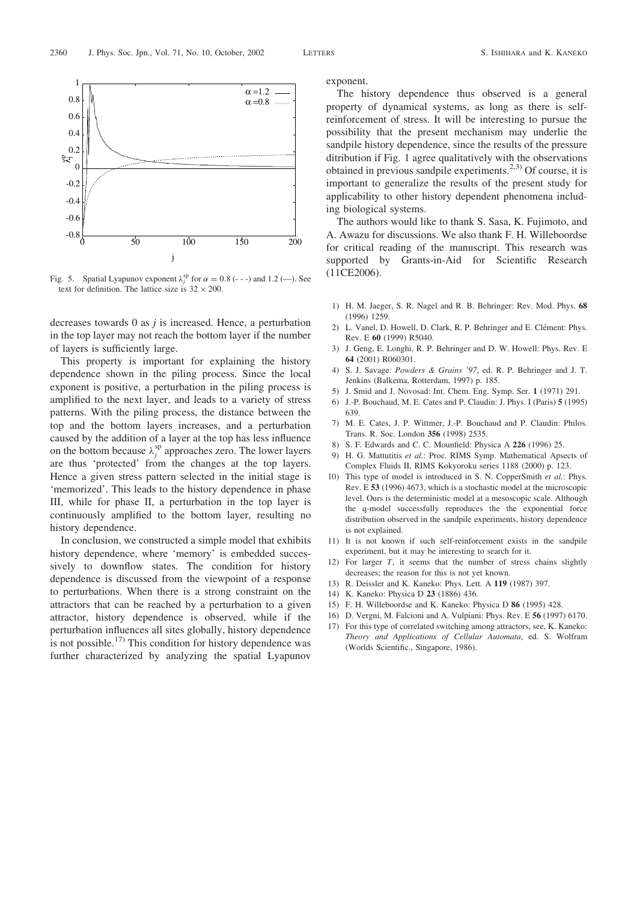1

0.8

0.6

0.4

0.2

0

-0.2

-0.4

-0.6

-0.8

0 50 100 150 200

j

$\lambda_j^{sp}$

$\alpha = 1.2$

$\alpha = 0.8$

Fig. 5. Spatial Lyapunov exponent $\lambda_j^{sp}$ for $\alpha = 0.8$ (- - -) and 1.2 (—). See text for definition. The lattice size is $32 \times 200$.

decreases towards 0 as $j$ is increased. Hence, a perturbation in the top layer may not reach the bottom layer if the number of layers is sufficiently large.

This property is important for explaining the history dependence shown in the piling process. Since the local exponent is positive, a perturbation in the piling process is amplified to the next layer, and leads to a variety of stress patterns. With the piling process, the distance between the top and the bottom layers increases, and a perturbation caused by the addition of a layer at the top has less influence on the bottom because $\lambda_j^{sp}$ approaches zero. The lower layers are thus 'protected' from the changes at the top layers. Hence a given stress pattern selected in the initial stage is 'memorized'. This leads to the history dependence in phase III, while for phase II, a perturbation in the top layer is continuously amplified to the bottom layer, resulting no history dependence.

In conclusion, we constructed a simple model that exhibits history dependence, where 'memory' is embedded successively to downflow states. The condition for history dependence is discussed from the viewpoint of a response to perturbations. When there is a strong constraint on the attractors that can be reached by a perturbation to a given attractor, history dependence is observed, while if the perturbation influences all sites globally, history dependence is not possible.[17] This condition for history dependence was further characterized by analyzing the spatial Lyapunov exponent.

The history dependence thus observed is a general property of dynamical systems, as long as there is self-reinforcement of stress. It will be interesting to pursue the possibility that the present mechanism may underlie the sandpile history dependence, since the results of the pressure ditribution if Fig. 1 agree qualitatively with the observations obtained in previous sandpile experiments.[2,3] Of course, it is important to generalize the results of the present study for applicability to other history dependent phenomena including biological systems.

The authors would like to thank S. Sasa, K. Fujimoto, and A. Awazu for discussions. We also thank F. H. Willeboordse for critical reading of the manuscript. This research was supported by Grants-in-Aid for Scientific Research (11CE2006).

1) H. M. Jaeger, S. R. Nagel and R. B. Behringer: Rev. Mod. Phys. **68** (1996) 1259.
2) L. Vanel, D. Howell, D. Clark, R. P. Behringer and E. Clément: Phys. Rev. E **60** (1999) R5040.
3) J. Geng, E. Longhi, R. P. Behringer and D. W. Howell: Phys. Rev. E **64** (2001) R060301.
4) S. J. Savage: *Powders & Grains '97*, ed. R. P. Behringer and J. T. Jenkins (Balkema, Rotterdam, 1997) p. 185.
5) J. Smid and J. Novosad: Int. Chem. Eng. Symp. Ser. **1** (1971) 291.
6) J.-P. Bouchaud, M. E. Cates and P. Claudin: J. Phys. I (Paris) **5** (1995) 639.
7) M. E. Cates, J. P. Wittmer, J.-P. Bouchaud and P. Claudin: Philos. Trans. R. Soc. London **356** (1998) 2535.
8) S. F. Edwards and C. C. Mounfield: Physica A **226** (1996) 25.
9) H. G. Mattutitis *et al.*: Proc. RIMS Symp. Mathematical Apsects of Complex Fluids II, RIMS Kokyoroku series 1188 (2000) p. 123.
10) This type of model is introduced in S. N. CopperSmith *et al.*: Phys. Rev. E **53** (1996) 4673, which is a stochastic model at the microscopic level. Ours is the deterministic model at a mesoscopic scale. Although the q-model successfully reproduces the the exponential force distribution observed in the sandpile experiments, history dependence is not explained.
11) It is not known if such self-reinforcement exists in the sandpile experiment, but it may be interesting to search for it.
12) For larger $T$, it seems that the number of stress chains slightly decreases; the reason for this is not yet known.
13) R. Deissler and K. Kaneko: Phys. Lett. A **119** (1987) 397.
14) K. Kaneko: Physica D **23** (1886) 436.
15) F. H. Willeboordse and K. Kaneko: Physica D **86** (1995) 428.
16) D. Vergni, M. Falcioni and A. Vulpiani: Phys. Rev. E **56** (1997) 6170.
17) For this type of correlated switching among attractors, see, K. Kaneko: *Theory and Applications of Cellular Automata*, ed. S. Wolfram (Worlds Scientific., Singapore, 1986).